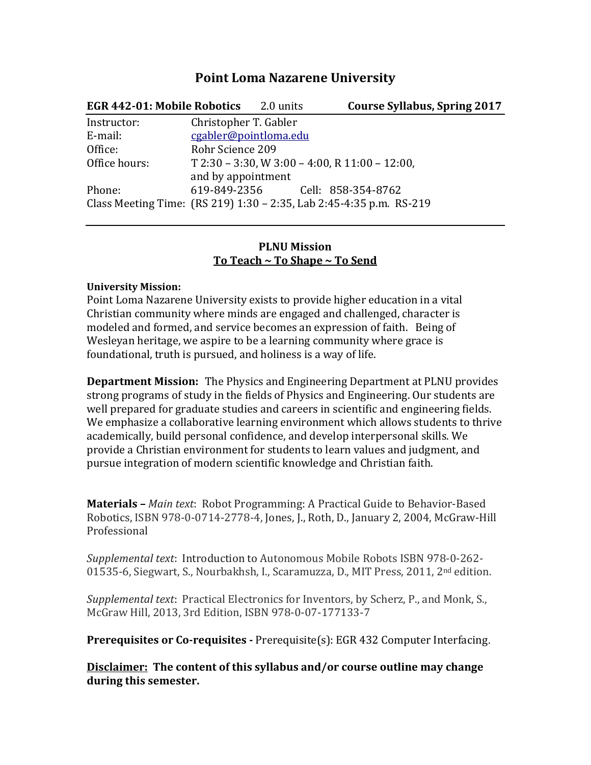# Point Loma Nazarene University

**EGR 442-01: Mobile Robotics** 2.0 units **Course Syllabus, Spring 2017**

| | |
|---|---|
| Instructor: | Christopher T. Gabler |
| E-mail: | cgabler@pointloma.edu |
| Office: | Rohr Science 209 |
| Office hours: | T 2:30 – 3:30, W 3:00 – 4:00, R 11:00 – 12:00, and by appointment |
| Phone: | 619-849-2356 Cell: 858-354-8762 |

Class Meeting Time: (RS 219) 1:30 – 2:35, Lab 2:45-4:35 p.m. RS-219

## PLNU Mission

**To Teach ~ To Shape ~ To Send**

**University Mission:**
Point Loma Nazarene University exists to provide higher education in a vital Christian community where minds are engaged and challenged, character is modeled and formed, and service becomes an expression of faith. Being of Wesleyan heritage, we aspire to be a learning community where grace is foundational, truth is pursued, and holiness is a way of life.

**Department Mission:** The Physics and Engineering Department at PLNU provides strong programs of study in the fields of Physics and Engineering. Our students are well prepared for graduate studies and careers in scientific and engineering fields. We emphasize a collaborative learning environment which allows students to thrive academically, build personal confidence, and develop interpersonal skills. We provide a Christian environment for students to learn values and judgment, and pursue integration of modern scientific knowledge and Christian faith.

**Materials –** *Main text*: Robot Programming: A Practical Guide to Behavior-Based Robotics, ISBN 978-0-0714-2778-4, Jones, J., Roth, D., January 2, 2004, McGraw-Hill Professional

*Supplemental text*: Introduction to Autonomous Mobile Robots ISBN 978-0-262-01535-6, Siegwart, S., Nourbakhsh, I., Scaramuzza, D., MIT Press, 2011, 2nd edition.

*Supplemental text*: Practical Electronics for Inventors, by Scherz, P., and Monk, S., McGraw Hill, 2013, 3rd Edition, ISBN 978-0-07-177133-7

**Prerequisites or Co-requisites -** Prerequisite(s): EGR 432 Computer Interfacing.

**Disclaimer: The content of this syllabus and/or course outline may change during this semester.**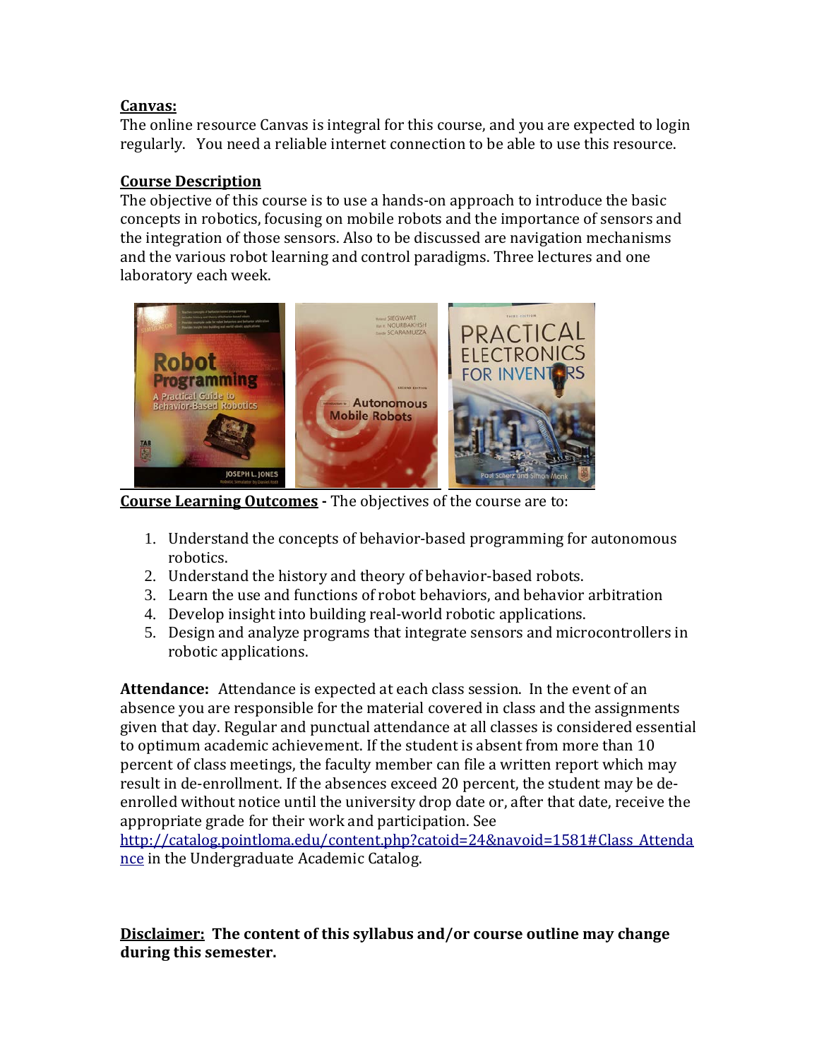**Canvas:**
The online resource Canvas is integral for this course, and you are expected to login regularly. You need a reliable internet connection to be able to use this resource.

**Course Description**
The objective of this course is to use a hands-on approach to introduce the basic concepts in robotics, focusing on mobile robots and the importance of sensors and the integration of those sensors. Also to be discussed are navigation mechanisms and the various robot learning and control paradigms. Three lectures and one laboratory each week.

**Course Learning Outcomes** - The objectives of the course are to:

1. Understand the concepts of behavior-based programming for autonomous robotics.
2. Understand the history and theory of behavior-based robots.
3. Learn the use and functions of robot behaviors, and behavior arbitration
4. Develop insight into building real-world robotic applications.
5. Design and analyze programs that integrate sensors and microcontrollers in robotic applications.

**Attendance:** Attendance is expected at each class session. In the event of an absence you are responsible for the material covered in class and the assignments given that day. Regular and punctual attendance at all classes is considered essential to optimum academic achievement. If the student is absent from more than 10 percent of class meetings, the faculty member can file a written report which may result in de-enrollment. If the absences exceed 20 percent, the student may be de-enrolled without notice until the university drop date or, after that date, receive the appropriate grade for their work and participation. See http://catalog.pointloma.edu/content.php?catoid=24&navoid=1581#Class_Attendance in the Undergraduate Academic Catalog.

**Disclaimer: The content of this syllabus and/or course outline may change during this semester.**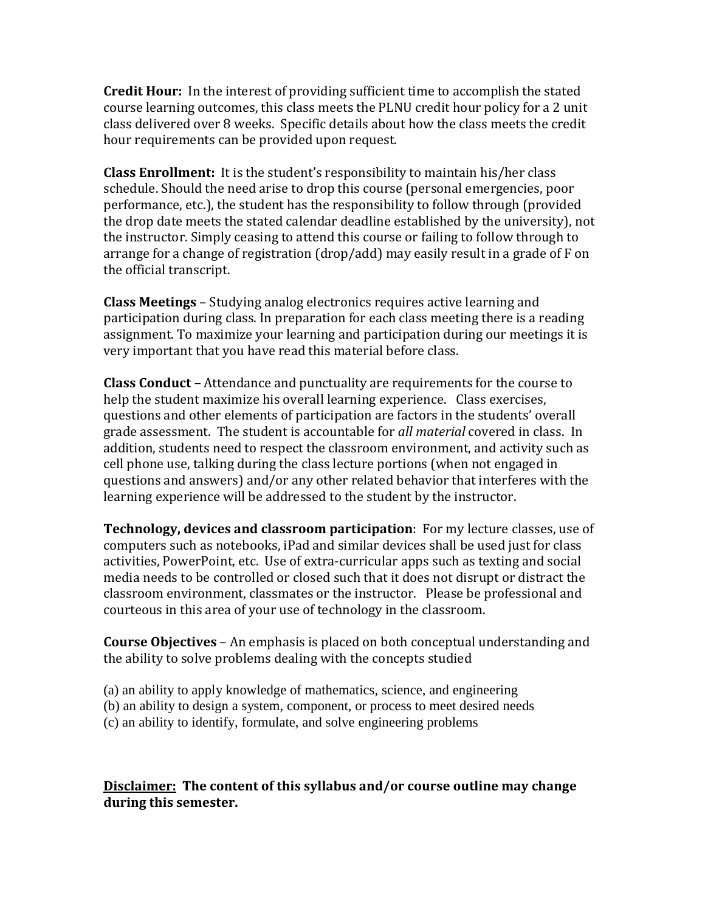**Credit Hour:** In the interest of providing sufficient time to accomplish the stated course learning outcomes, this class meets the PLNU credit hour policy for a 2 unit class delivered over 8 weeks. Specific details about how the class meets the credit hour requirements can be provided upon request.

**Class Enrollment:** It is the student's responsibility to maintain his/her class schedule. Should the need arise to drop this course (personal emergencies, poor performance, etc.), the student has the responsibility to follow through (provided the drop date meets the stated calendar deadline established by the university), not the instructor. Simply ceasing to attend this course or failing to follow through to arrange for a change of registration (drop/add) may easily result in a grade of F on the official transcript.

**Class Meetings** – Studying analog electronics requires active learning and participation during class. In preparation for each class meeting there is a reading assignment. To maximize your learning and participation during our meetings it is very important that you have read this material before class.

**Class Conduct –** Attendance and punctuality are requirements for the course to help the student maximize his overall learning experience. Class exercises, questions and other elements of participation are factors in the students' overall grade assessment. The student is accountable for *all material* covered in class. In addition, students need to respect the classroom environment, and activity such as cell phone use, talking during the class lecture portions (when not engaged in questions and answers) and/or any other related behavior that interferes with the learning experience will be addressed to the student by the instructor.

**Technology, devices and classroom participation**: For my lecture classes, use of computers such as notebooks, iPad and similar devices shall be used just for class activities, PowerPoint, etc. Use of extra-curricular apps such as texting and social media needs to be controlled or closed such that it does not disrupt or distract the classroom environment, classmates or the instructor. Please be professional and courteous in this area of your use of technology in the classroom.

**Course Objectives** – An emphasis is placed on both conceptual understanding and the ability to solve problems dealing with the concepts studied

(a) an ability to apply knowledge of mathematics, science, and engineering
(b) an ability to design a system, component, or process to meet desired needs
(c) an ability to identify, formulate, and solve engineering problems

**Disclaimer: The content of this syllabus and/or course outline may change during this semester.**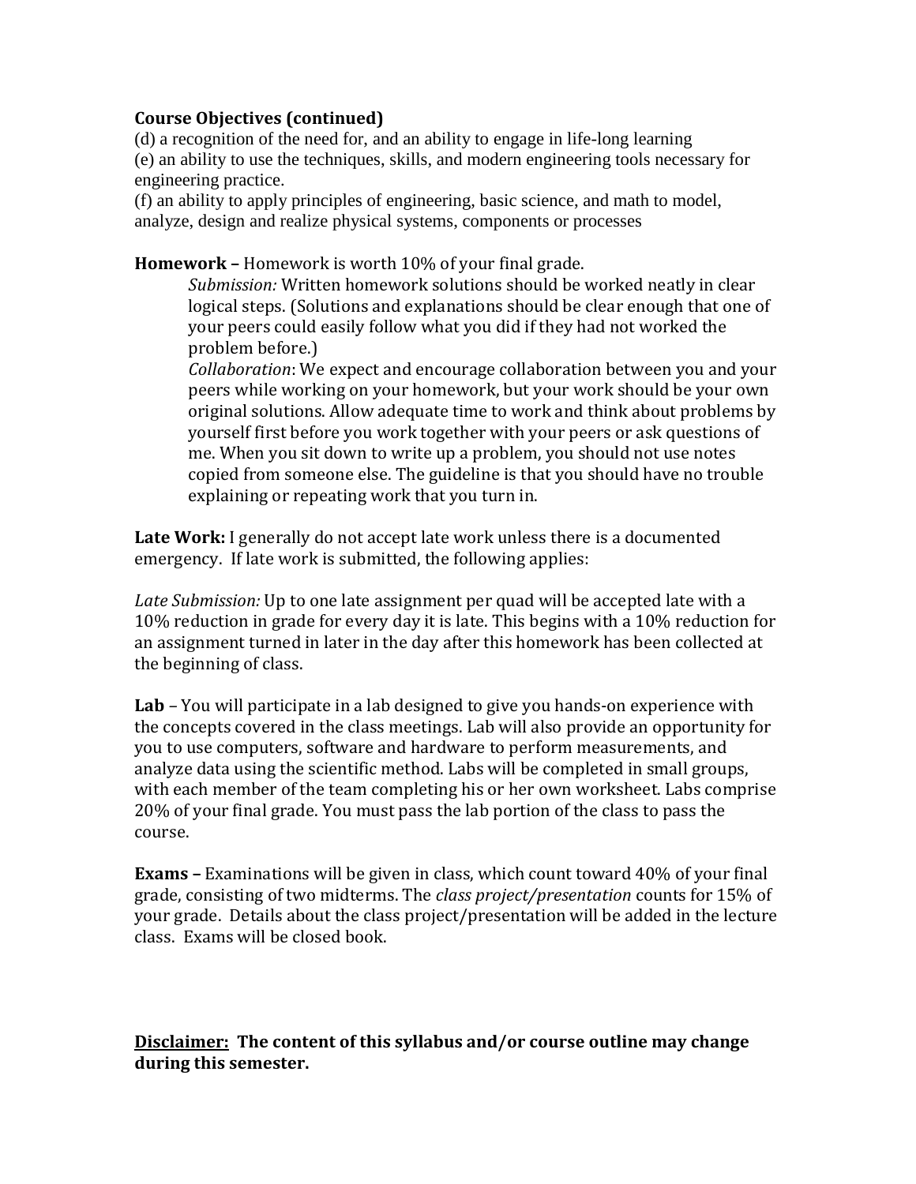**Course Objectives (continued)**

(d) a recognition of the need for, and an ability to engage in life-long learning
(e) an ability to use the techniques, skills, and modern engineering tools necessary for engineering practice.
(f) an ability to apply principles of engineering, basic science, and math to model, analyze, design and realize physical systems, components or processes

**Homework –** Homework is worth 10% of your final grade.

*Submission:* Written homework solutions should be worked neatly in clear logical steps. (Solutions and explanations should be clear enough that one of your peers could easily follow what you did if they had not worked the problem before.)

*Collaboration*: We expect and encourage collaboration between you and your peers while working on your homework, but your work should be your own original solutions. Allow adequate time to work and think about problems by yourself first before you work together with your peers or ask questions of me. When you sit down to write up a problem, you should not use notes copied from someone else. The guideline is that you should have no trouble explaining or repeating work that you turn in.

**Late Work:** I generally do not accept late work unless there is a documented emergency. If late work is submitted, the following applies:

*Late Submission:* Up to one late assignment per quad will be accepted late with a 10% reduction in grade for every day it is late. This begins with a 10% reduction for an assignment turned in later in the day after this homework has been collected at the beginning of class.

**Lab** – You will participate in a lab designed to give you hands-on experience with the concepts covered in the class meetings. Lab will also provide an opportunity for you to use computers, software and hardware to perform measurements, and analyze data using the scientific method. Labs will be completed in small groups, with each member of the team completing his or her own worksheet. Labs comprise 20% of your final grade. You must pass the lab portion of the class to pass the course.

**Exams –** Examinations will be given in class, which count toward 40% of your final grade, consisting of two midterms. The *class project/presentation* counts for 15% of your grade. Details about the class project/presentation will be added in the lecture class. Exams will be closed book.

**Disclaimer: The content of this syllabus and/or course outline may change during this semester.**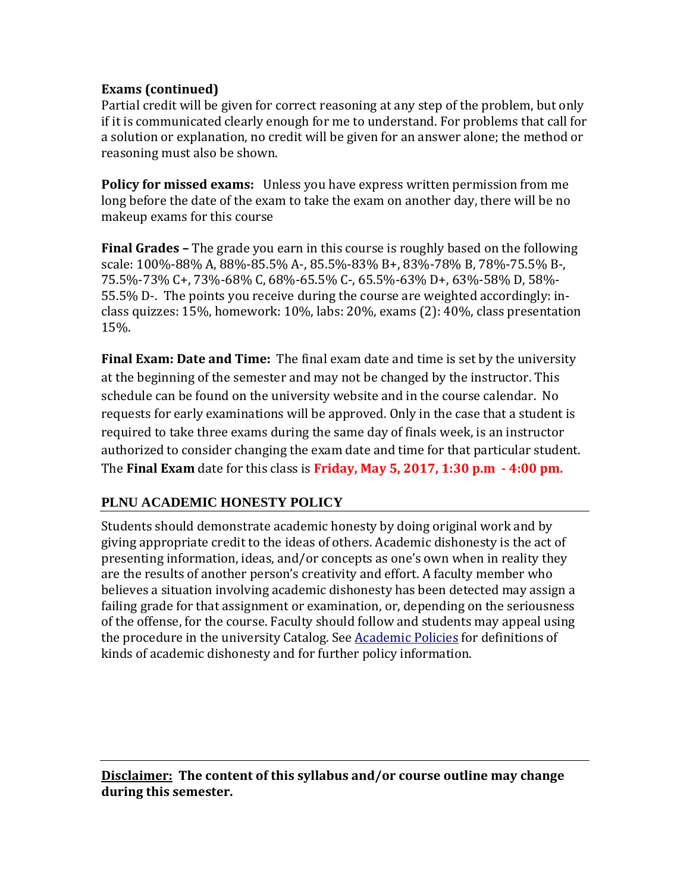**Exams (continued)**
Partial credit will be given for correct reasoning at any step of the problem, but only if it is communicated clearly enough for me to understand. For problems that call for a solution or explanation, no credit will be given for an answer alone; the method or reasoning must also be shown.

**Policy for missed exams:** Unless you have express written permission from me long before the date of the exam to take the exam on another day, there will be no makeup exams for this course

**Final Grades –** The grade you earn in this course is roughly based on the following scale: 100%-88% A, 88%-85.5% A-, 85.5%-83% B+, 83%-78% B, 78%-75.5% B-, 75.5%-73% C+, 73%-68% C, 68%-65.5% C-, 65.5%-63% D+, 63%-58% D, 58%-55.5% D-. The points you receive during the course are weighted accordingly: in-class quizzes: 15%, homework: 10%, labs: 20%, exams (2): 40%, class presentation 15%.

**Final Exam: Date and Time:** The final exam date and time is set by the university at the beginning of the semester and may not be changed by the instructor. This schedule can be found on the university website and in the course calendar. No requests for early examinations will be approved. Only in the case that a student is required to take three exams during the same day of finals week, is an instructor authorized to consider changing the exam date and time for that particular student. The **Final Exam** date for this class is **Friday, May 5, 2017, 1:30 p.m - 4:00 pm.**

## PLNU ACADEMIC HONESTY POLICY

Students should demonstrate academic honesty by doing original work and by giving appropriate credit to the ideas of others. Academic dishonesty is the act of presenting information, ideas, and/or concepts as one's own when in reality they are the results of another person's creativity and effort. A faculty member who believes a situation involving academic dishonesty has been detected may assign a failing grade for that assignment or examination, or, depending on the seriousness of the offense, for the course. Faculty should follow and students may appeal using the procedure in the university Catalog. See Academic Policies for definitions of kinds of academic dishonesty and for further policy information.

---

**Disclaimer: The content of this syllabus and/or course outline may change during this semester.**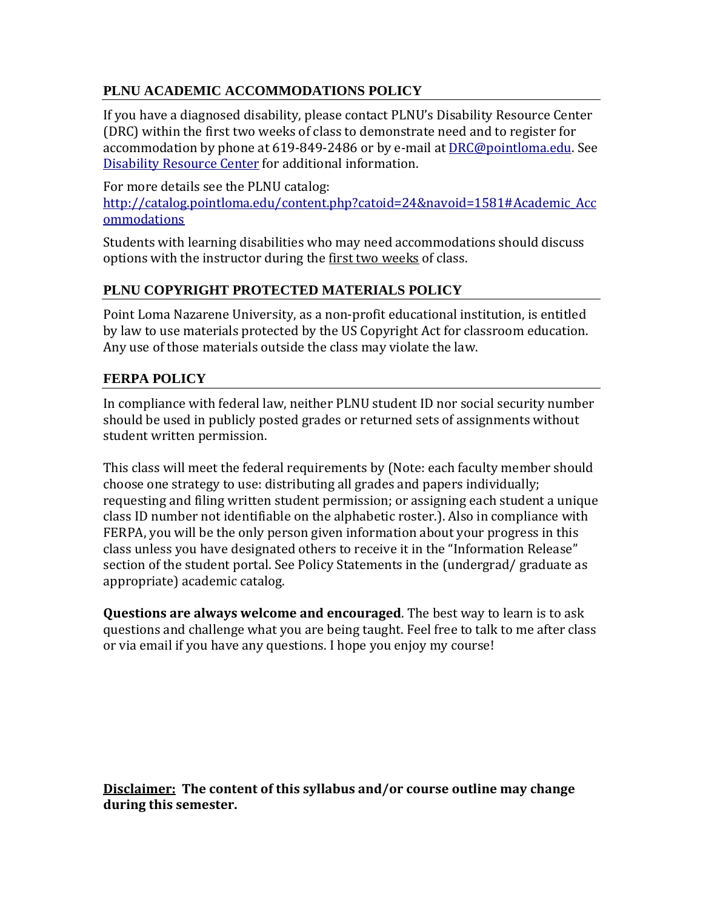## PLNU ACADEMIC ACCOMMODATIONS POLICY

If you have a diagnosed disability, please contact PLNU's Disability Resource Center (DRC) within the first two weeks of class to demonstrate need and to register for accommodation by phone at 619-849-2486 or by e-mail at [DRC@pointloma.edu](mailto:DRC@pointloma.edu). See [Disability Resource Center](#) for additional information.

For more details see the PLNU catalog:
[http://catalog.pointloma.edu/content.php?catoid=24&navoid=1581#Academic_Accommodations](http://catalog.pointloma.edu/content.php?catoid=24&navoid=1581#Academic_Accommodations)

Students with learning disabilities who may need accommodations should discuss options with the instructor during the <u>first two weeks</u> of class.

## PLNU COPYRIGHT PROTECTED MATERIALS POLICY

Point Loma Nazarene University, as a non-profit educational institution, is entitled by law to use materials protected by the US Copyright Act for classroom education. Any use of those materials outside the class may violate the law.

## FERPA POLICY

In compliance with federal law, neither PLNU student ID nor social security number should be used in publicly posted grades or returned sets of assignments without student written permission.

This class will meet the federal requirements by (Note: each faculty member should choose one strategy to use: distributing all grades and papers individually; requesting and filing written student permission; or assigning each student a unique class ID number not identifiable on the alphabetic roster.). Also in compliance with FERPA, you will be the only person given information about your progress in this class unless you have designated others to receive it in the "Information Release" section of the student portal. See Policy Statements in the (undergrad/ graduate as appropriate) academic catalog.

**Questions are always welcome and encouraged**. The best way to learn is to ask questions and challenge what you are being taught. Feel free to talk to me after class or via email if you have any questions. I hope you enjoy my course!

**<u>Disclaimer:</u> The content of this syllabus and/or course outline may change during this semester.**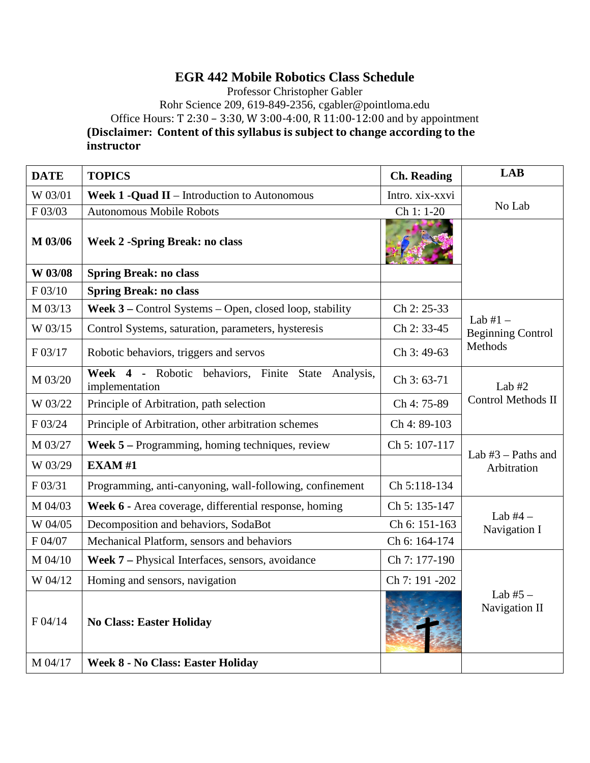# EGR 442 Mobile Robotics Class Schedule

Professor Christopher Gabler

Rohr Science 209, 619-849-2356, cgabler@pointloma.edu

Office Hours: T 2:30 – 3:30, W 3:00-4:00, R 11:00-12:00 and by appointment

**(Disclaimer: Content of this syllabus is subject to change according to the instructor**

| DATE | TOPICS | Ch. Reading | LAB |
|---|---|---|---|
| W 03/01 | **Week 1 -Quad II** – Introduction to Autonomous | Intro. xix-xxvi | No Lab |
| F 03/03 | Autonomous Mobile Robots | Ch 1: 1-20 | |
| **M 03/06** | **Week 2 -Spring Break: no class** | | |
| **W 03/08** | **Spring Break: no class** | | |
| F 03/10 | **Spring Break: no class** | | |
| M 03/13 | **Week 3 –** Control Systems – Open, closed loop, stability | Ch 2: 25-33 | Lab #1 – Beginning Control Methods |
| W 03/15 | Control Systems, saturation, parameters, hysteresis | Ch 2: 33-45 | |
| F 03/17 | Robotic behaviors, triggers and servos | Ch 3: 49-63 | |
| M 03/20 | **Week 4 -** Robotic behaviors, Finite State Analysis, implementation | Ch 3: 63-71 | Lab #2 Control Methods II |
| W 03/22 | Principle of Arbitration, path selection | Ch 4: 75-89 | |
| F 03/24 | Principle of Arbitration, other arbitration schemes | Ch 4: 89-103 | |
| M 03/27 | **Week 5 –** Programming, homing techniques, review | Ch 5: 107-117 | Lab #3 – Paths and Arbitration |
| W 03/29 | **EXAM #1** | | |
| F 03/31 | Programming, anti-canyoning, wall-following, confinement | Ch 5:118-134 | |
| M 04/03 | **Week 6** - Area coverage, differential response, homing | Ch 5: 135-147 | Lab #4 – Navigation I |
| W 04/05 | Decomposition and behaviors, SodaBot | Ch 6: 151-163 | |
| F 04/07 | Mechanical Platform, sensors and behaviors | Ch 6: 164-174 | |
| M 04/10 | **Week 7 –** Physical Interfaces, sensors, avoidance | Ch 7: 177-190 | Lab #5 – Navigation II |
| W 04/12 | Homing and sensors, navigation | Ch 7: 191 -202 | |
| F 04/14 | **No Class: Easter Holiday** | | |
| M 04/17 | **Week 8 - No Class: Easter Holiday** | | |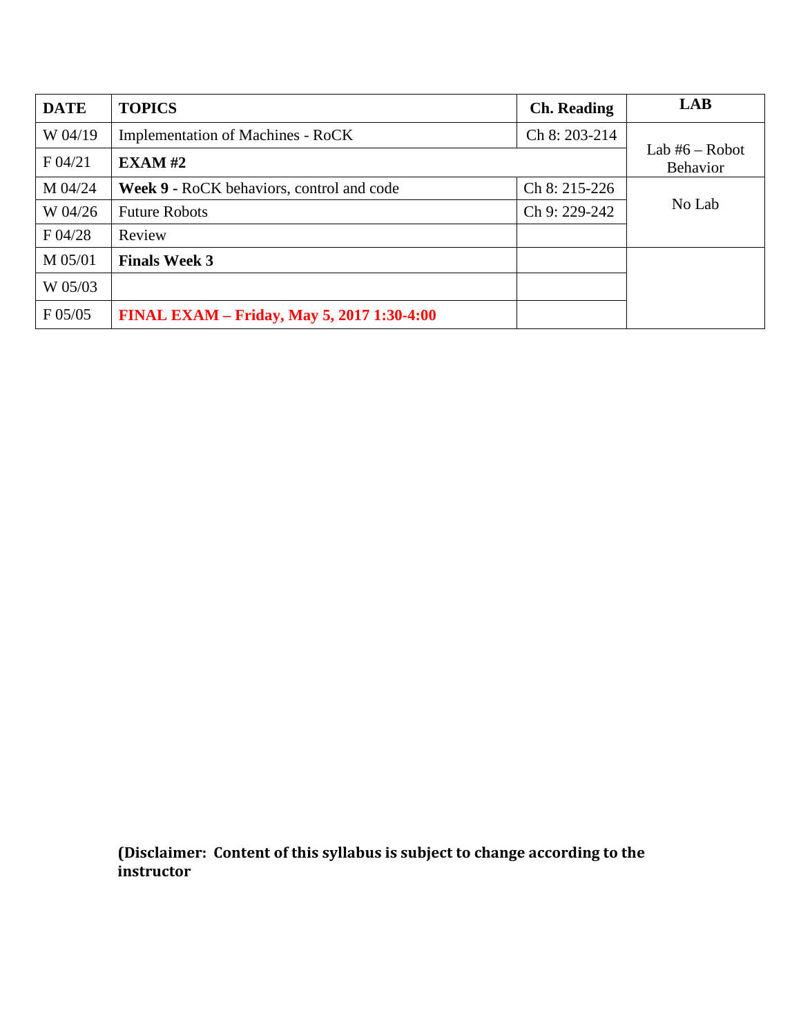| DATE | TOPICS | Ch. Reading | LAB |
|---|---|---|---|
| W 04/19 | Implementation of Machines - RoCK | Ch 8: 203-214 | Lab #6 – Robot Behavior |
| F 04/21 | **EXAM #2** | | |
| M 04/24 | **Week 9 -** RoCK behaviors, control and code | Ch 8: 215-226 | No Lab |
| W 04/26 | Future Robots | Ch 9: 229-242 | |
| F 04/28 | Review | | |
| M 05/01 | **Finals Week 3** | | |
| W 05/03 | | | |
| F 05/05 | **FINAL EXAM – Friday, May 5, 2017 1:30-4:00** | | |

**(Disclaimer: Content of this syllabus is subject to change according to the instructor**